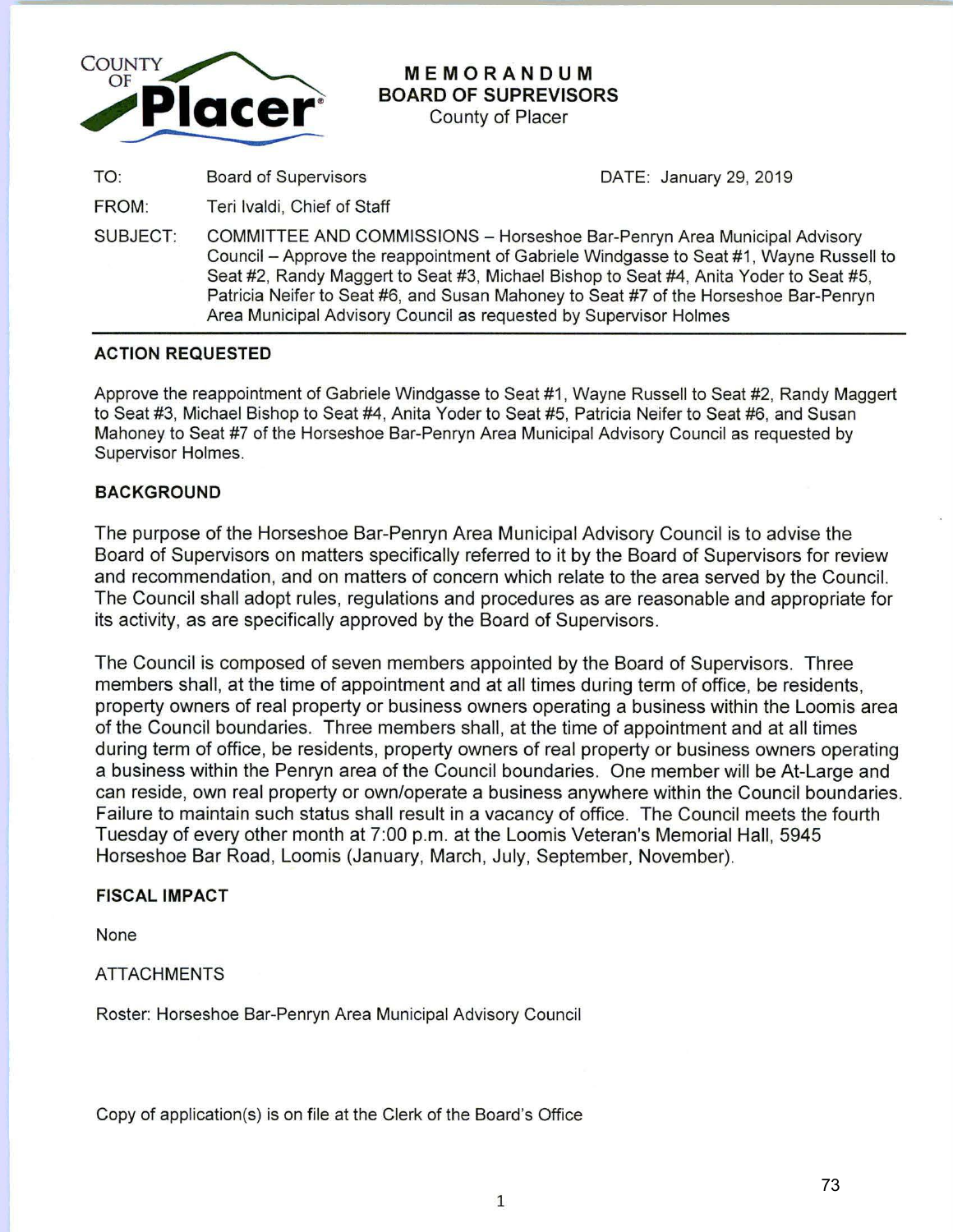COUNTY OF **Placer**

# MEMORANDUM
## BOARD OF SUPREVISORS
County of Placer

| | | |
|---|---|---|
| TO: | Board of Supervisors | DATE: January 29, 2019 |
| FROM: | Teri Ivaldi, Chief of Staff | |
| SUBJECT: | COMMITTEE AND COMMISSIONS – Horseshoe Bar-Penryn Area Municipal Advisory Council – Approve the reappointment of Gabriele Windgasse to Seat #1, Wayne Russell to Seat #2, Randy Maggert to Seat #3, Michael Bishop to Seat #4, Anita Yoder to Seat #5, Patricia Neifer to Seat #6, and Susan Mahoney to Seat #7 of the Horseshoe Bar-Penryn Area Municipal Advisory Council as requested by Supervisor Holmes | |

### ACTION REQUESTED

Approve the reappointment of Gabriele Windgasse to Seat #1, Wayne Russell to Seat #2, Randy Maggert to Seat #3, Michael Bishop to Seat #4, Anita Yoder to Seat #5, Patricia Neifer to Seat #6, and Susan Mahoney to Seat #7 of the Horseshoe Bar-Penryn Area Municipal Advisory Council as requested by Supervisor Holmes.

### BACKGROUND

The purpose of the Horseshoe Bar-Penryn Area Municipal Advisory Council is to advise the Board of Supervisors on matters specifically referred to it by the Board of Supervisors for review and recommendation, and on matters of concern which relate to the area served by the Council. The Council shall adopt rules, regulations and procedures as are reasonable and appropriate for its activity, as are specifically approved by the Board of Supervisors.

The Council is composed of seven members appointed by the Board of Supervisors. Three members shall, at the time of appointment and at all times during term of office, be residents, property owners of real property or business owners operating a business within the Loomis area of the Council boundaries. Three members shall, at the time of appointment and at all times during term of office, be residents, property owners of real property or business owners operating a business within the Penryn area of the Council boundaries. One member will be At-Large and can reside, own real property or own/operate a business anywhere within the Council boundaries. Failure to maintain such status shall result in a vacancy of office. The Council meets the fourth Tuesday of every other month at 7:00 p.m. at the Loomis Veteran's Memorial Hall, 5945 Horseshoe Bar Road, Loomis (January, March, July, September, November).

### FISCAL IMPACT

None

ATTACHMENTS

Roster: Horseshoe Bar-Penryn Area Municipal Advisory Council

Copy of application(s) is on file at the Clerk of the Board's Office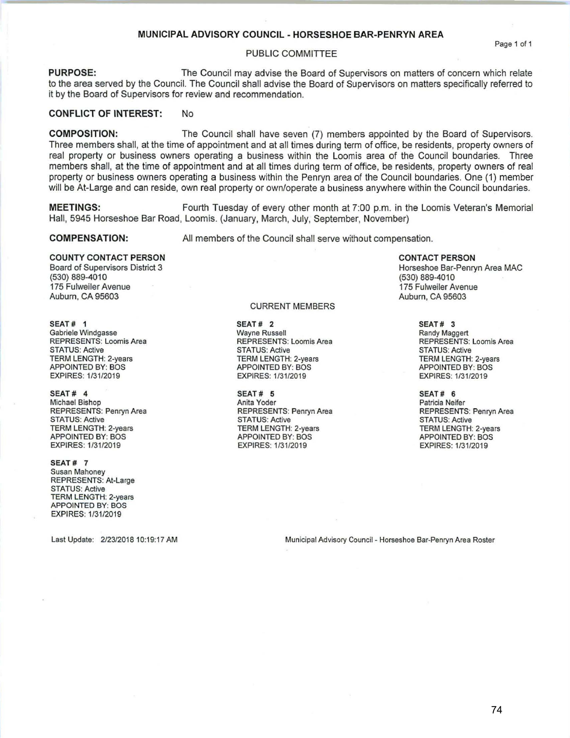# MUNICIPAL ADVISORY COUNCIL - HORSESHOE BAR-PENRYN AREA

## PUBLIC COMMITTEE

**PURPOSE:** The Council may advise the Board of Supervisors on matters of concern which relate to the area served by the Council. The Council shall advise the Board of Supervisors on matters specifically referred to it by the Board of Supervisors for review and recommendation.

**CONFLICT OF INTEREST:** No

**COMPOSITION:** The Council shall have seven (7) members appointed by the Board of Supervisors. Three members shall, at the time of appointment and at all times during term of office, be residents, property owners of real property or business owners operating a business within the Loomis area of the Council boundaries. Three members shall, at the time of appointment and at all times during term of office, be residents, property owners of real property or business owners operating a business within the Penryn area of the Council boundaries. One (1) member will be At-Large and can reside, own real property or own/operate a business anywhere within the Council boundaries.

**MEETINGS:** Fourth Tuesday of every other month at 7:00 p.m. in the Loomis Veteran's Memorial Hall, 5945 Horseshoe Bar Road, Loomis. (January, March, July, September, November)

**COMPENSATION:** All members of the Council shall serve without compensation.

**COUNTY CONTACT PERSON**
Board of Supervisors District 3
(530) 889-4010
175 Fulweiler Avenue
Auburn, CA 95603

**CONTACT PERSON**
Horseshoe Bar-Penryn Area MAC
(530) 889-4010
175 Fulweiler Avenue
Auburn, CA 95603

### CURRENT MEMBERS

**SEAT # 1**
Gabriele Windgasse
REPRESENTS: Loomis Area
STATUS: Active
TERM LENGTH: 2-years
APPOINTED BY: BOS
EXPIRES: 1/31/2019

**SEAT # 2**
Wayne Russell
REPRESENTS: Loomis Area
STATUS: Active
TERM LENGTH: 2-years
APPOINTED BY: BOS
EXPIRES: 1/31/2019

**SEAT # 3**
Randy Maggert
REPRESENTS: Loomis Area
STATUS: Active
TERM LENGTH: 2-years
APPOINTED BY: BOS
EXPIRES: 1/31/2019

**SEAT # 4**
Michael Bishop
REPRESENTS: Penryn Area
STATUS: Active
TERM LENGTH: 2-years
APPOINTED BY: BOS
EXPIRES: 1/31/2019

**SEAT # 5**
Anita Yoder
REPRESENTS: Penryn Area
STATUS: Active
TERM LENGTH: 2-years
APPOINTED BY: BOS
EXPIRES: 1/31/2019

**SEAT # 6**
Patricia Neifer
REPRESENTS: Penryn Area
STATUS: Active
TERM LENGTH: 2-years
APPOINTED BY: BOS
EXPIRES: 1/31/2019

**SEAT # 7**
Susan Mahoney
REPRESENTS: At-Large
STATUS: Active
TERM LENGTH: 2-years
APPOINTED BY: BOS
EXPIRES: 1/31/2019

Last Update: 2/23/2018 10:19:17 AM

Municipal Advisory Council - Horseshoe Bar-Penryn Area Roster